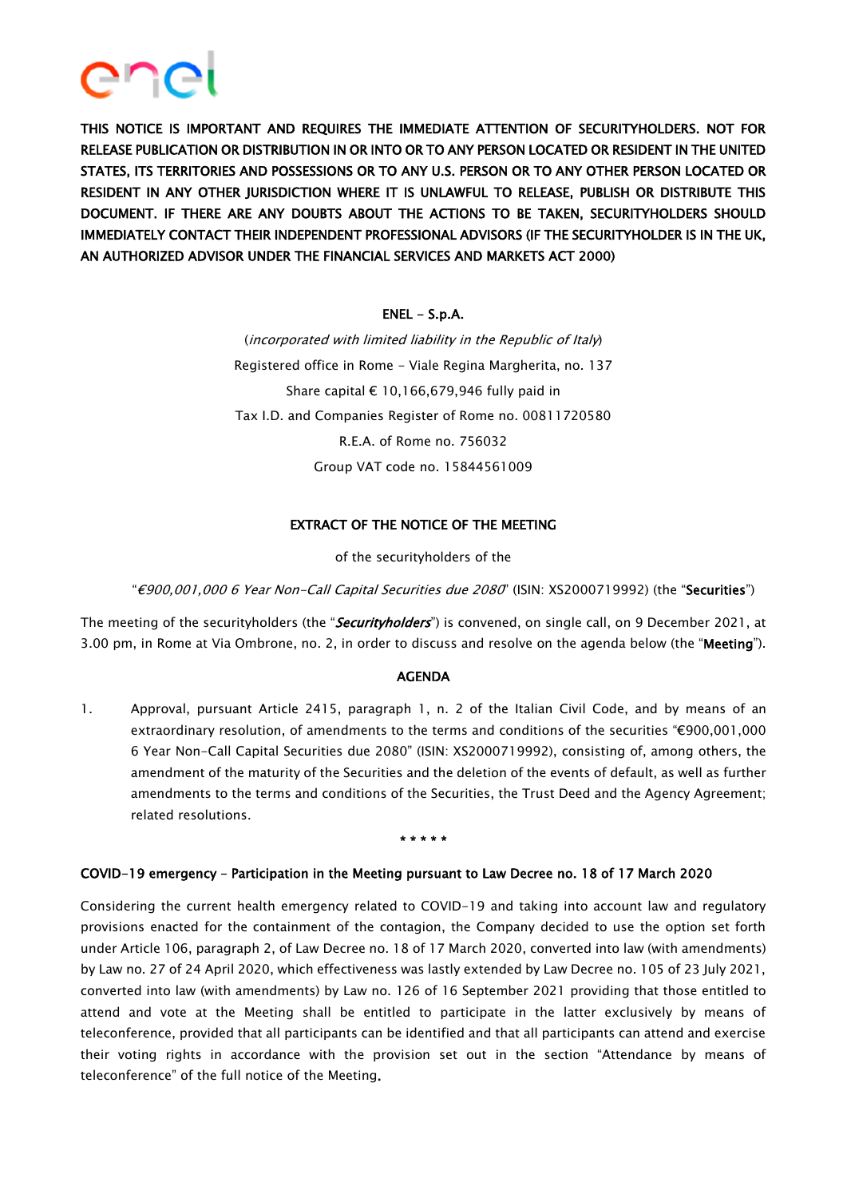**THIS NOTICE IS IMPORTANT AND REQUIRES THE IMMEDIATE ATTENTION OF SECURITYHOLDERS. NOT FOR RELEASE PUBLICATION OR DISTRIBUTION IN OR INTO OR TO ANY PERSON LOCATED OR RESIDENT IN THE UNITED STATES, ITS TERRITORIES AND POSSESSIONS OR TO ANY U.S. PERSON OR TO ANY OTHER PERSON LOCATED OR RESIDENT IN ANY OTHER JURISDICTION WHERE IT IS UNLAWFUL TO RELEASE, PUBLISH OR DISTRIBUTE THIS DOCUMENT. IF THERE ARE ANY DOUBTS ABOUT THE ACTIONS TO BE TAKEN, SECURITYHOLDERS SHOULD IMMEDIATELY CONTACT THEIR INDEPENDENT PROFESSIONAL ADVISORS (IF THE SECURITYHOLDER IS IN THE UK, AN AUTHORIZED ADVISOR UNDER THE FINANCIAL SERVICES AND MARKETS ACT 2000)**

**ENEL - S.p.A.**

(*incorporated with limited liability in the Republic of Italy*)
Registered office in Rome - Viale Regina Margherita, no. 137
Share capital € 10,166,679,946 fully paid in
Tax I.D. and Companies Register of Rome no. 00811720580
R.E.A. of Rome no. 756032
Group VAT code no. 15844561009

**EXTRACT OF THE NOTICE OF THE MEETING**

of the securityholders of the

"*€900,001,000 6 Year Non-Call Capital Securities due 2080*" (ISIN: XS2000719992) (the "**Securities**")

The meeting of the securityholders (the "***Securityholders***") is convened, on single call, on 9 December 2021, at 3.00 pm, in Rome at Via Ombrone, no. 2, in order to discuss and resolve on the agenda below (the "**Meeting**").

**AGENDA**

1. Approval, pursuant Article 2415, paragraph 1, n. 2 of the Italian Civil Code, and by means of an extraordinary resolution, of amendments to the terms and conditions of the securities "€900,001,000 6 Year Non-Call Capital Securities due 2080" (ISIN: XS2000719992), consisting of, among others, the amendment of the maturity of the Securities and the deletion of the events of default, as well as further amendments to the terms and conditions of the Securities, the Trust Deed and the Agency Agreement; related resolutions.

\* \* \* \* \*

**COVID-19 emergency - Participation in the Meeting pursuant to Law Decree no. 18 of 17 March 2020**

Considering the current health emergency related to COVID-19 and taking into account law and regulatory provisions enacted for the containment of the contagion, the Company decided to use the option set forth under Article 106, paragraph 2, of Law Decree no. 18 of 17 March 2020, converted into law (with amendments) by Law no. 27 of 24 April 2020, which effectiveness was lastly extended by Law Decree no. 105 of 23 July 2021, converted into law (with amendments) by Law no. 126 of 16 September 2021 providing that those entitled to attend and vote at the Meeting shall be entitled to participate in the latter exclusively by means of teleconference, provided that all participants can be identified and that all participants can attend and exercise their voting rights in accordance with the provision set out in the section "Attendance by means of teleconference" of the full notice of the Meeting.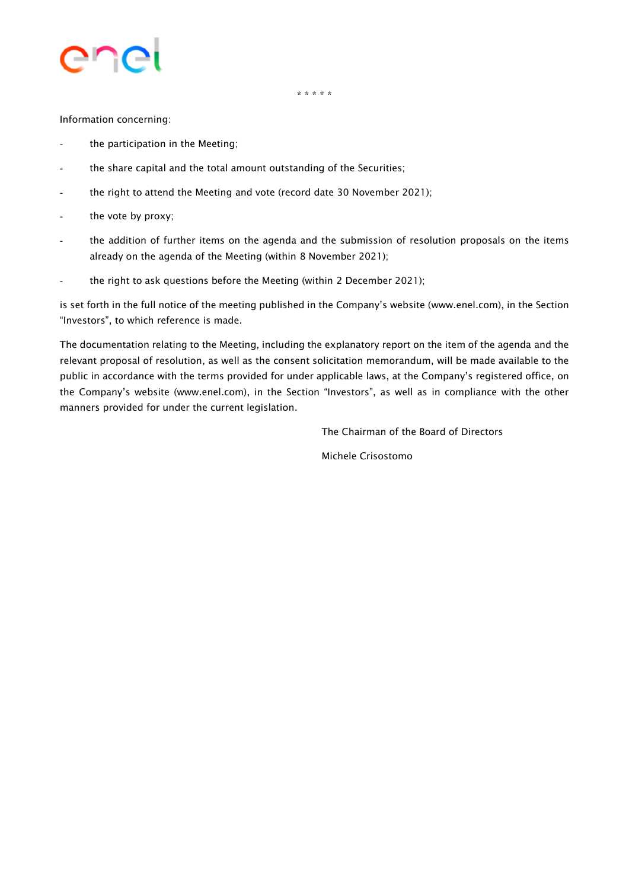\* \* \* \* \*

Information concerning:

- the participation in the Meeting;
- the share capital and the total amount outstanding of the Securities;
- the right to attend the Meeting and vote (record date 30 November 2021);
- the vote by proxy;
- the addition of further items on the agenda and the submission of resolution proposals on the items already on the agenda of the Meeting (within 8 November 2021);
- the right to ask questions before the Meeting (within 2 December 2021);

is set forth in the full notice of the meeting published in the Company's website (www.enel.com), in the Section "Investors", to which reference is made.

The documentation relating to the Meeting, including the explanatory report on the item of the agenda and the relevant proposal of resolution, as well as the consent solicitation memorandum, will be made available to the public in accordance with the terms provided for under applicable laws, at the Company's registered office, on the Company's website (www.enel.com), in the Section "Investors", as well as in compliance with the other manners provided for under the current legislation.

The Chairman of the Board of Directors

Michele Crisostomo